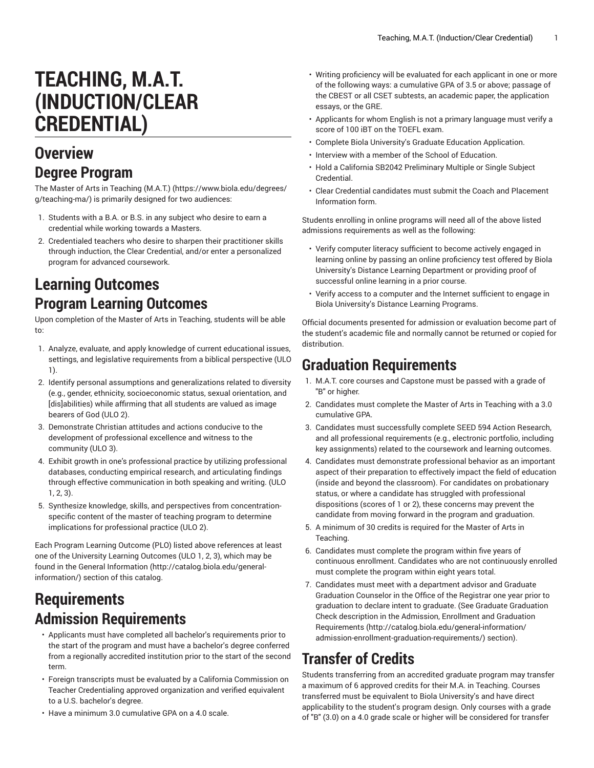# TEACHING, M.A.T. (INDUCTION/CLEAR CREDENTIAL)

## Overview

### Degree Program

The Master of Arts in Teaching (M.A.T.) (https://www.biola.edu/degrees/g/teaching-ma/) is primarily designed for two audiences:

1. Students with a B.A. or B.S. in any subject who desire to earn a credential while working towards a Masters.
2. Credentialed teachers who desire to sharpen their practitioner skills through induction, the Clear Credential, and/or enter a personalized program for advanced coursework.

## Learning Outcomes

### Program Learning Outcomes

Upon completion of the Master of Arts in Teaching, students will be able to:

1. Analyze, evaluate, and apply knowledge of current educational issues, settings, and legislative requirements from a biblical perspective (ULO 1).
2. Identify personal assumptions and generalizations related to diversity (e.g., gender, ethnicity, socioeconomic status, sexual orientation, and [dis]abilities) while affirming that all students are valued as image bearers of God (ULO 2).
3. Demonstrate Christian attitudes and actions conducive to the development of professional excellence and witness to the community (ULO 3).
4. Exhibit growth in one's professional practice by utilizing professional databases, conducting empirical research, and articulating findings through effective communication in both speaking and writing. (ULO 1, 2, 3).
5. Synthesize knowledge, skills, and perspectives from concentration-specific content of the master of teaching program to determine implications for professional practice (ULO 2).

Each Program Learning Outcome (PLO) listed above references at least one of the University Learning Outcomes (ULO 1, 2, 3), which may be found in the General Information (http://catalog.biola.edu/general-information/) section of this catalog.

## Requirements

### Admission Requirements

- Applicants must have completed all bachelor's requirements prior to the start of the program and must have a bachelor's degree conferred from a regionally accredited institution prior to the start of the second term.
- Foreign transcripts must be evaluated by a California Commission on Teacher Credentialing approved organization and verified equivalent to a U.S. bachelor's degree.
- Have a minimum 3.0 cumulative GPA on a 4.0 scale.
- Writing proficiency will be evaluated for each applicant in one or more of the following ways: a cumulative GPA of 3.5 or above; passage of the CBEST or all CSET subtests, an academic paper, the application essays, or the GRE.
- Applicants for whom English is not a primary language must verify a score of 100 iBT on the TOEFL exam.
- Complete Biola University's Graduate Education Application.
- Interview with a member of the School of Education.
- Hold a California SB2042 Preliminary Multiple or Single Subject Credential.
- Clear Credential candidates must submit the Coach and Placement Information form.

Students enrolling in online programs will need all of the above listed admissions requirements as well as the following:

- Verify computer literacy sufficient to become actively engaged in learning online by passing an online proficiency test offered by Biola University's Distance Learning Department or providing proof of successful online learning in a prior course.
- Verify access to a computer and the Internet sufficient to engage in Biola University's Distance Learning Programs.

Official documents presented for admission or evaluation become part of the student's academic file and normally cannot be returned or copied for distribution.

## Graduation Requirements

1. M.A.T. core courses and Capstone must be passed with a grade of "B" or higher.
2. Candidates must complete the Master of Arts in Teaching with a 3.0 cumulative GPA.
3. Candidates must successfully complete SEED 594 Action Research, and all professional requirements (e.g., electronic portfolio, including key assignments) related to the coursework and learning outcomes.
4. Candidates must demonstrate professional behavior as an important aspect of their preparation to effectively impact the field of education (inside and beyond the classroom). For candidates on probationary status, or where a candidate has struggled with professional dispositions (scores of 1 or 2), these concerns may prevent the candidate from moving forward in the program and graduation.
5. A minimum of 30 credits is required for the Master of Arts in Teaching.
6. Candidates must complete the program within five years of continuous enrollment. Candidates who are not continuously enrolled must complete the program within eight years total.
7. Candidates must meet with a department advisor and Graduate Graduation Counselor in the Office of the Registrar one year prior to graduation to declare intent to graduate. (See Graduate Graduation Check description in the Admission, Enrollment and Graduation Requirements (http://catalog.biola.edu/general-information/admission-enrollment-graduation-requirements/) section).

## Transfer of Credits

Students transferring from an accredited graduate program may transfer a maximum of 6 approved credits for their M.A. in Teaching. Courses transferred must be equivalent to Biola University's and have direct applicability to the student's program design. Only courses with a grade of "B" (3.0) on a 4.0 grade scale or higher will be considered for transfer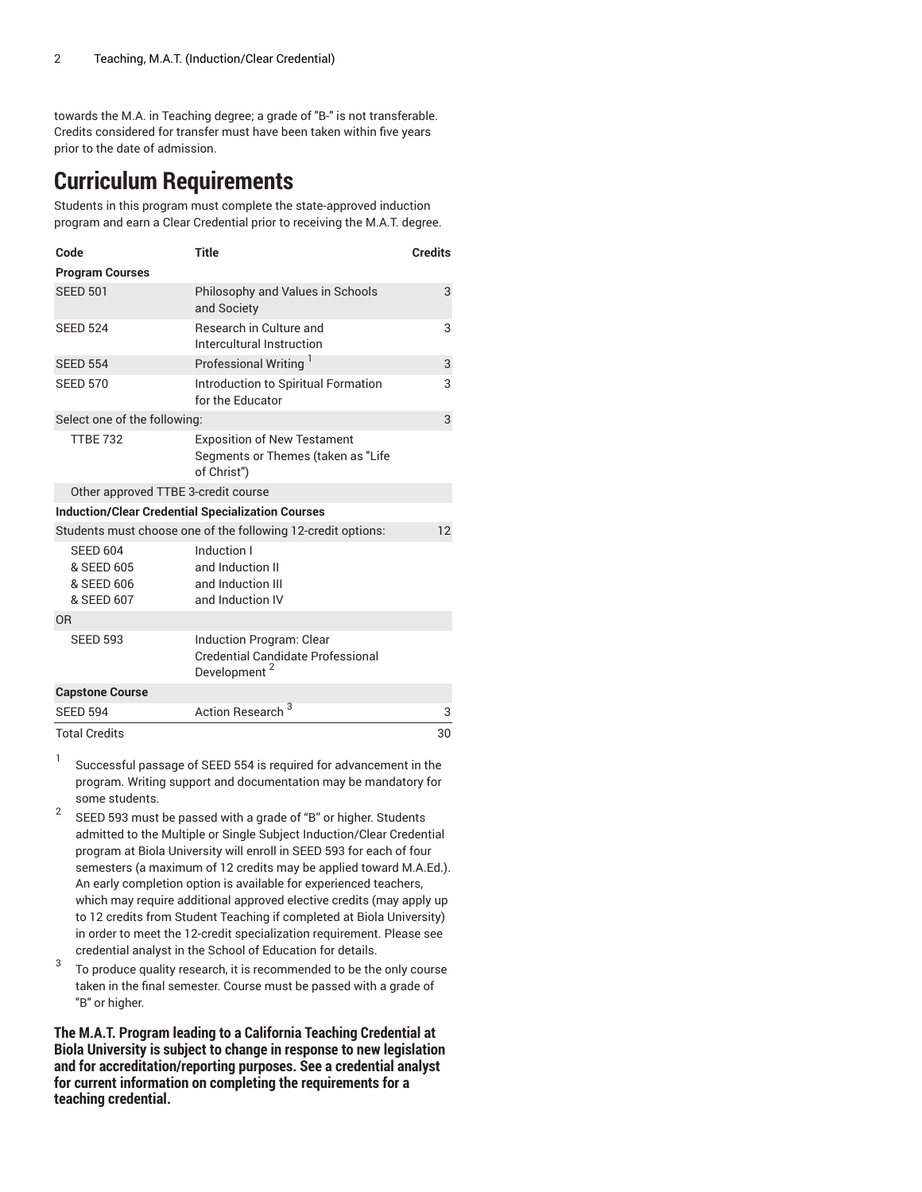towards the M.A. in Teaching degree; a grade of "B-" is not transferable. Credits considered for transfer must have been taken within five years prior to the date of admission.

## Curriculum Requirements

Students in this program must complete the state-approved induction program and earn a Clear Credential prior to receiving the M.A.T. degree.

| Code | Title | Credits |
|---|---|---|
| **Program Courses** | | |
| SEED 501 | Philosophy and Values in Schools and Society | 3 |
| SEED 524 | Research in Culture and Intercultural Instruction | 3 |
| SEED 554 | Professional Writing [1] | 3 |
| SEED 570 | Introduction to Spiritual Formation for the Educator | 3 |
| Select one of the following: | | 3 |
| TTBE 732 | Exposition of New Testament Segments or Themes (taken as "Life of Christ") | |
| Other approved TTBE 3-credit course | | |
| **Induction/Clear Credential Specialization Courses** | | |
| Students must choose one of the following 12-credit options: | | 12 |
| SEED 604 & SEED 605 & SEED 606 & SEED 607 | Induction I and Induction II and Induction III and Induction IV | |
| OR | | |
| SEED 593 | Induction Program: Clear Credential Candidate Professional Development [2] | |
| **Capstone Course** | | |
| SEED 594 | Action Research [3] | 3 |
| Total Credits | | 30 |

1. Successful passage of SEED 554 is required for advancement in the program. Writing support and documentation may be mandatory for some students.
2. SEED 593 must be passed with a grade of "B" or higher. Students admitted to the Multiple or Single Subject Induction/Clear Credential program at Biola University will enroll in SEED 593 for each of four semesters (a maximum of 12 credits may be applied toward M.A.Ed.). An early completion option is available for experienced teachers, which may require additional approved elective credits (may apply up to 12 credits from Student Teaching if completed at Biola University) in order to meet the 12-credit specialization requirement. Please see credential analyst in the School of Education for details.
3. To produce quality research, it is recommended to be the only course taken in the final semester. Course must be passed with a grade of "B" or higher.

**The M.A.T. Program leading to a California Teaching Credential at Biola University is subject to change in response to new legislation and for accreditation/reporting purposes. See a credential analyst for current information on completing the requirements for a teaching credential.**